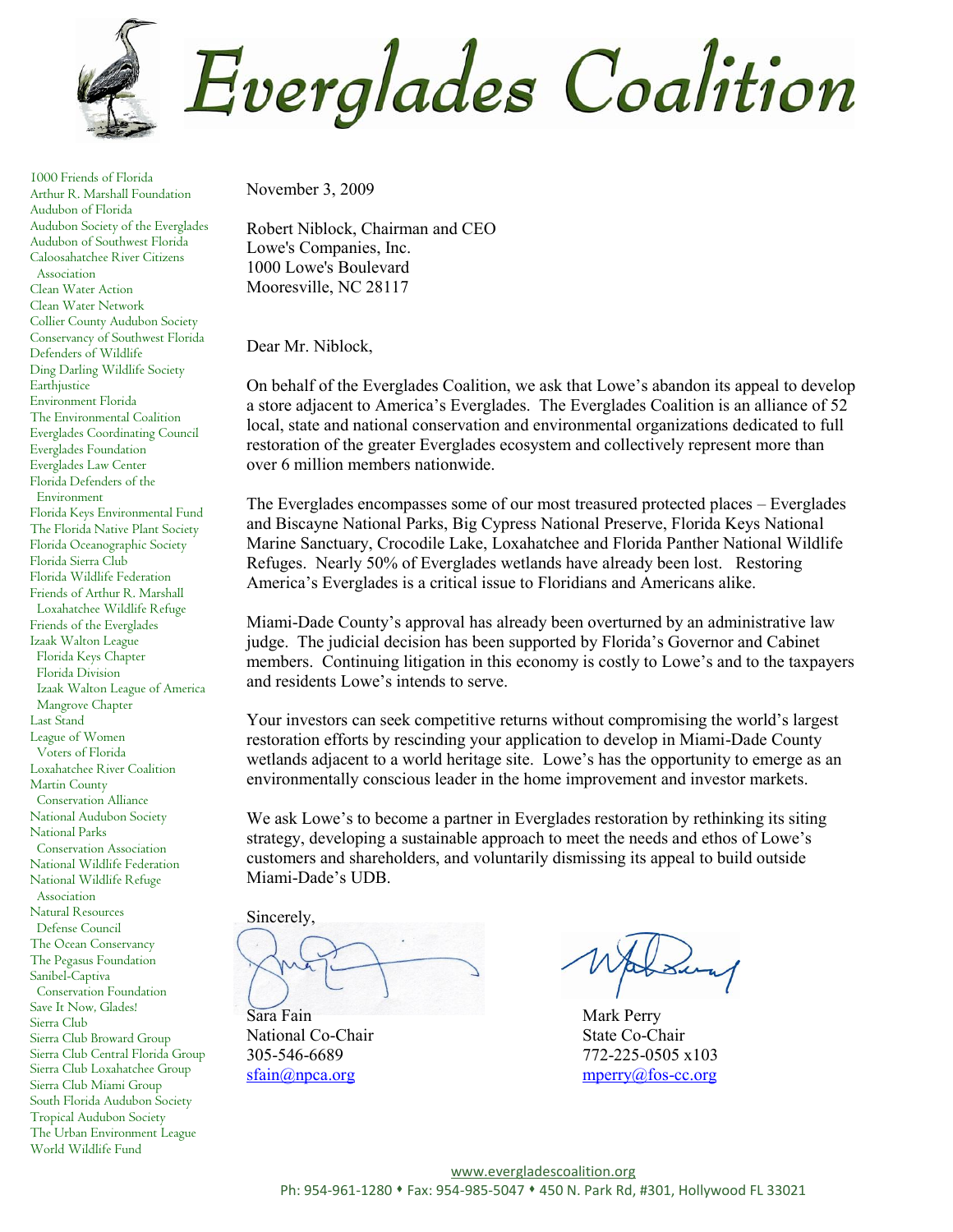# Everglades Coalition

1000 Friends of Florida
Arthur R. Marshall Foundation
Audubon of Florida
Audubon Society of the Everglades
Audubon of Southwest Florida
Caloosahatchee River Citizens Association
Clean Water Action
Clean Water Network
Collier County Audubon Society
Conservancy of Southwest Florida
Defenders of Wildlife
Ding Darling Wildlife Society
Earthjustice
Environment Florida
The Environmental Coalition
Everglades Coordinating Council
Everglades Foundation
Everglades Law Center
Florida Defenders of the Environment
Florida Keys Environmental Fund
The Florida Native Plant Society
Florida Oceanographic Society
Florida Sierra Club
Florida Wildlife Federation
Friends of Arthur R. Marshall Loxahatchee Wildlife Refuge
Friends of the Everglades
Izaak Walton League
  Florida Keys Chapter
  Florida Division
  Izaak Walton League of America
  Mangrove Chapter
Last Stand
League of Women Voters of Florida
Loxahatchee River Coalition
Martin County Conservation Alliance
National Audubon Society
National Parks Conservation Association
National Wildlife Federation
National Wildlife Refuge Association
Natural Resources Defense Council
The Ocean Conservancy
The Pegasus Foundation
Sanibel-Captiva Conservation Foundation
Save It Now, Glades!
Sierra Club
Sierra Club Broward Group
Sierra Club Central Florida Group
Sierra Club Loxahatchee Group
Sierra Club Miami Group
South Florida Audubon Society
Tropical Audubon Society
The Urban Environment League
World Wildlife Fund

November 3, 2009

Robert Niblock, Chairman and CEO
Lowe's Companies, Inc.
1000 Lowe's Boulevard
Mooresville, NC 28117

Dear Mr. Niblock,

On behalf of the Everglades Coalition, we ask that Lowe's abandon its appeal to develop a store adjacent to America's Everglades. The Everglades Coalition is an alliance of 52 local, state and national conservation and environmental organizations dedicated to full restoration of the greater Everglades ecosystem and collectively represent more than over 6 million members nationwide.

The Everglades encompasses some of our most treasured protected places – Everglades and Biscayne National Parks, Big Cypress National Preserve, Florida Keys National Marine Sanctuary, Crocodile Lake, Loxahatchee and Florida Panther National Wildlife Refuges. Nearly 50% of Everglades wetlands have already been lost. Restoring America's Everglades is a critical issue to Floridians and Americans alike.

Miami-Dade County's approval has already been overturned by an administrative law judge. The judicial decision has been supported by Florida's Governor and Cabinet members. Continuing litigation in this economy is costly to Lowe's and to the taxpayers and residents Lowe's intends to serve.

Your investors can seek competitive returns without compromising the world's largest restoration efforts by rescinding your application to develop in Miami-Dade County wetlands adjacent to a world heritage site. Lowe's has the opportunity to emerge as an environmentally conscious leader in the home improvement and investor markets.

We ask Lowe's to become a partner in Everglades restoration by rethinking its siting strategy, developing a sustainable approach to meet the needs and ethos of Lowe's customers and shareholders, and voluntarily dismissing its appeal to build outside Miami-Dade's UDB.

Sincerely,

Sara Fain
National Co-Chair
305-546-6689
sfain@npca.org

Mark Perry
State Co-Chair
772-225-0505 x103
mperry@fos-cc.org

www.evergladescoalition.org
Ph: 954-961-1280 ⬧ Fax: 954-985-5047 ⬧ 450 N. Park Rd, #301, Hollywood FL 33021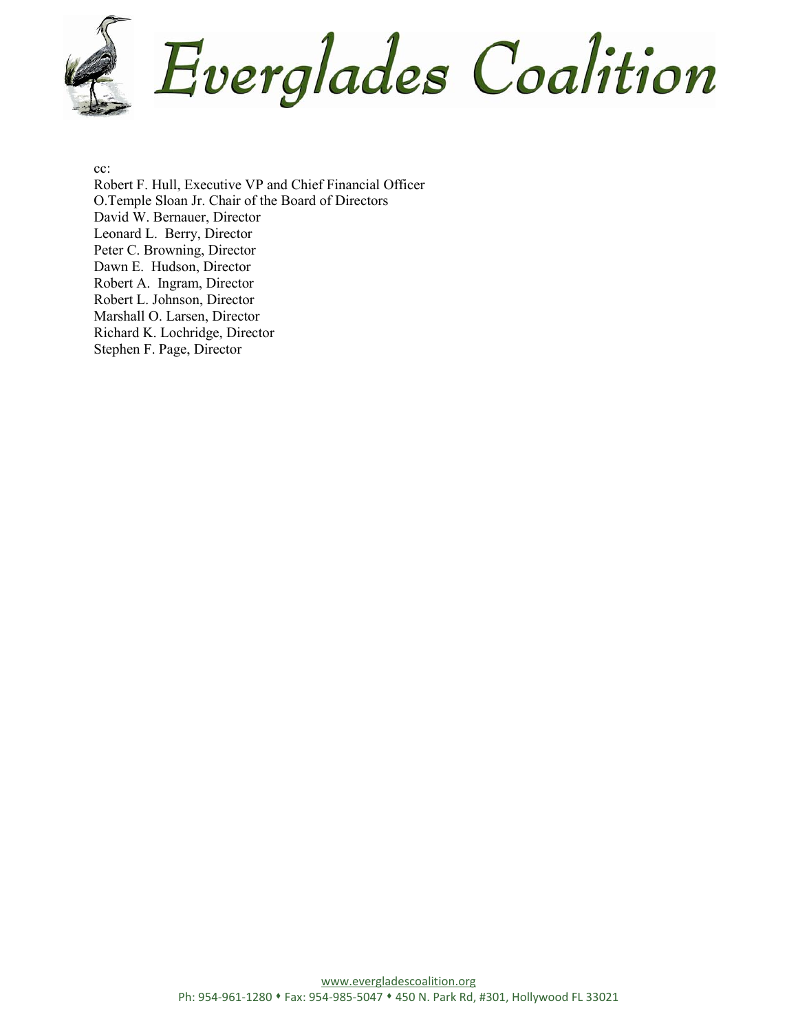cc:

Robert F. Hull, Executive VP and Chief Financial Officer
O.Temple Sloan Jr. Chair of the Board of Directors
David W. Bernauer, Director
Leonard L. Berry, Director
Peter C. Browning, Director
Dawn E. Hudson, Director
Robert A. Ingram, Director
Robert L. Johnson, Director
Marshall O. Larsen, Director
Richard K. Lochridge, Director
Stephen F. Page, Director